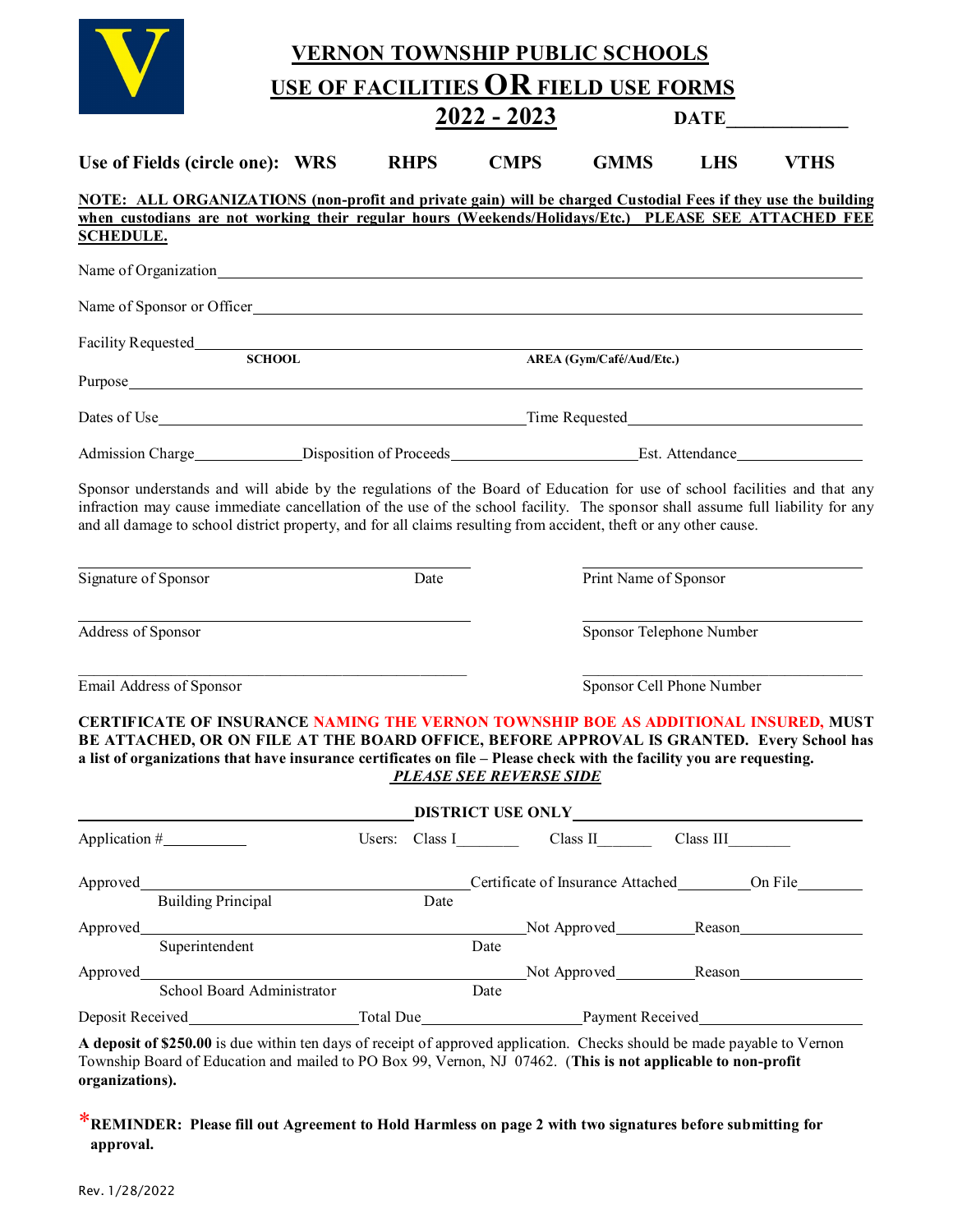# VERNON TOWNSHIP PUBLIC SCHOOLS

## USE OF FACILITIES OR FIELD USE FORMS

## 2022 - 2023

**DATE____________**

**Use of Fields (circle one): WRS RHPS CMPS GMMS LHS VTHS**

**NOTE: ALL ORGANIZATIONS (non-profit and private gain) will be charged Custodial Fees if they use the building when custodians are not working their regular hours (Weekends/Holidays/Etc.) PLEASE SEE ATTACHED FEE SCHEDULE.**

Name of Organization______________________________________________

Name of Sponsor or Officer______________________________________________

Facility Requested______________________________________________
**SCHOOL** **AREA (Gym/Café/Aud/Etc.)**

Purpose______________________________________________

Dates of Use______________________ Time Requested______________________

Admission Charge__________ Disposition of Proceeds______________ Est. Attendance__________

Sponsor understands and will abide by the regulations of the Board of Education for use of school facilities and that any infraction may cause immediate cancellation of the use of the school facility. The sponsor shall assume full liability for any and all damage to school district property, and for all claims resulting from accident, theft or any other cause.

______________________________ Signature of Sponsor Date

______________________________ Print Name of Sponsor

______________________________ Address of Sponsor

______________________________ Sponsor Telephone Number

______________________________ Email Address of Sponsor

______________________________ Sponsor Cell Phone Number

**CERTIFICATE OF INSURANCE NAMING THE VERNON TOWNSHIP BOE AS ADDITIONAL INSURED, MUST BE ATTACHED, OR ON FILE AT THE BOARD OFFICE, BEFORE APPROVAL IS GRANTED. Every School has a list of organizations that have insurance certificates on file – Please check with the facility you are requesting.**

***PLEASE SEE REVERSE SIDE***

**DISTRICT USE ONLY**

Application #__________ Users: Class I________ Class II_______ Class III________

Approved______________________________ Certificate of Insurance Attached________ On File________
Building Principal Date

Approved______________________________ Not Approved__________ Reason______________
Superintendent Date

Approved______________________________ Not Approved__________ Reason______________
School Board Administrator Date

Deposit Received______________ Total Due______________ Payment Received______________

**A deposit of $250.00** is due within ten days of receipt of approved application. Checks should be made payable to Vernon Township Board of Education and mailed to PO Box 99, Vernon, NJ 07462. (**This is not applicable to non-profit organizations).**

***REMINDER: Please fill out Agreement to Hold Harmless on page 2 with two signatures before submitting for approval.**

Rev. 1/28/2022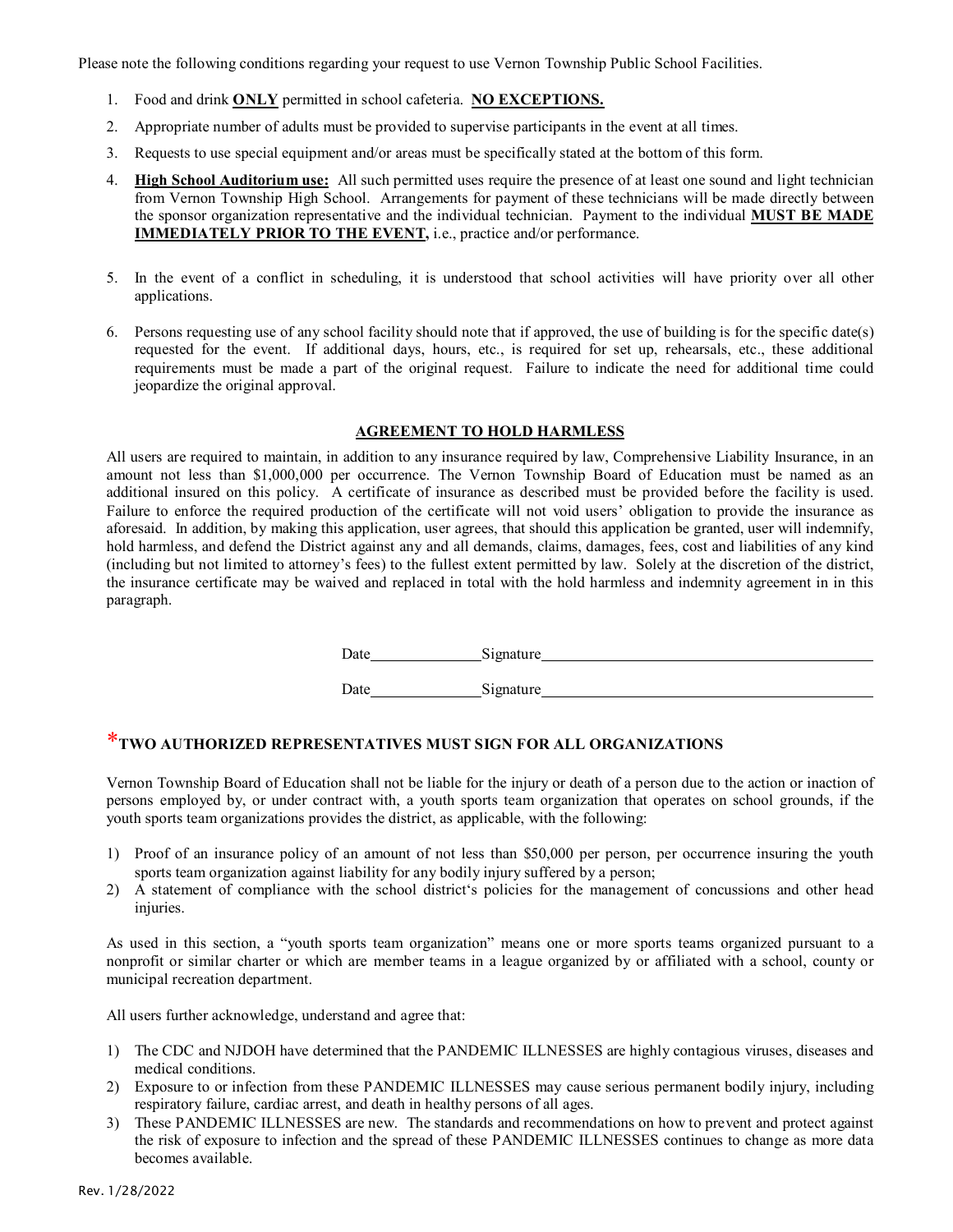Please note the following conditions regarding your request to use Vernon Township Public School Facilities.

1. Food and drink **ONLY** permitted in school cafeteria. **NO EXCEPTIONS.**
2. Appropriate number of adults must be provided to supervise participants in the event at all times.
3. Requests to use special equipment and/or areas must be specifically stated at the bottom of this form.
4. **High School Auditorium use:** All such permitted uses require the presence of at least one sound and light technician from Vernon Township High School. Arrangements for payment of these technicians will be made directly between the sponsor organization representative and the individual technician. Payment to the individual **MUST BE MADE IMMEDIATELY PRIOR TO THE EVENT,** i.e., practice and/or performance.
5. In the event of a conflict in scheduling, it is understood that school activities will have priority over all other applications.
6. Persons requesting use of any school facility should note that if approved, the use of building is for the specific date(s) requested for the event. If additional days, hours, etc., is required for set up, rehearsals, etc., these additional requirements must be made a part of the original request. Failure to indicate the need for additional time could jeopardize the original approval.

**AGREEMENT TO HOLD HARMLESS**

All users are required to maintain, in addition to any insurance required by law, Comprehensive Liability Insurance, in an amount not less than $1,000,000 per occurrence. The Vernon Township Board of Education must be named as an additional insured on this policy. A certificate of insurance as described must be provided before the facility is used. Failure to enforce the required production of the certificate will not void users' obligation to provide the insurance as aforesaid. In addition, by making this application, user agrees, that should this application be granted, user will indemnify, hold harmless, and defend the District against any and all demands, claims, damages, fees, cost and liabilities of any kind (including but not limited to attorney's fees) to the fullest extent permitted by law. Solely at the discretion of the district, the insurance certificate may be waived and replaced in total with the hold harmless and indemnity agreement in in this paragraph.

Date\_\_\_\_\_\_\_\_\_\_\_\_\_\_ Signature\_\_\_\_\_\_\_\_\_\_\_\_\_\_\_\_\_\_\_\_\_\_\_\_\_\_\_\_\_\_\_\_\_\_\_\_\_\_\_\_\_\_

Date\_\_\_\_\_\_\_\_\_\_\_\_\_\_ Signature\_\_\_\_\_\_\_\_\_\_\_\_\_\_\_\_\_\_\_\_\_\_\_\_\_\_\_\_\_\_\_\_\_\_\_\_\_\_\_\_\_\_

**\*TWO AUTHORIZED REPRESENTATIVES MUST SIGN FOR ALL ORGANIZATIONS**

Vernon Township Board of Education shall not be liable for the injury or death of a person due to the action or inaction of persons employed by, or under contract with, a youth sports team organization that operates on school grounds, if the youth sports team organizations provides the district, as applicable, with the following:

1) Proof of an insurance policy of an amount of not less than $50,000 per person, per occurrence insuring the youth sports team organization against liability for any bodily injury suffered by a person;
2) A statement of compliance with the school district's policies for the management of concussions and other head injuries.

As used in this section, a "youth sports team organization" means one or more sports teams organized pursuant to a nonprofit or similar charter or which are member teams in a league organized by or affiliated with a school, county or municipal recreation department.

All users further acknowledge, understand and agree that:

1) The CDC and NJDOH have determined that the PANDEMIC ILLNESSES are highly contagious viruses, diseases and medical conditions.
2) Exposure to or infection from these PANDEMIC ILLNESSES may cause serious permanent bodily injury, including respiratory failure, cardiac arrest, and death in healthy persons of all ages.
3) These PANDEMIC ILLNESSES are new. The standards and recommendations on how to prevent and protect against the risk of exposure to infection and the spread of these PANDEMIC ILLNESSES continues to change as more data becomes available.

Rev. 1/28/2022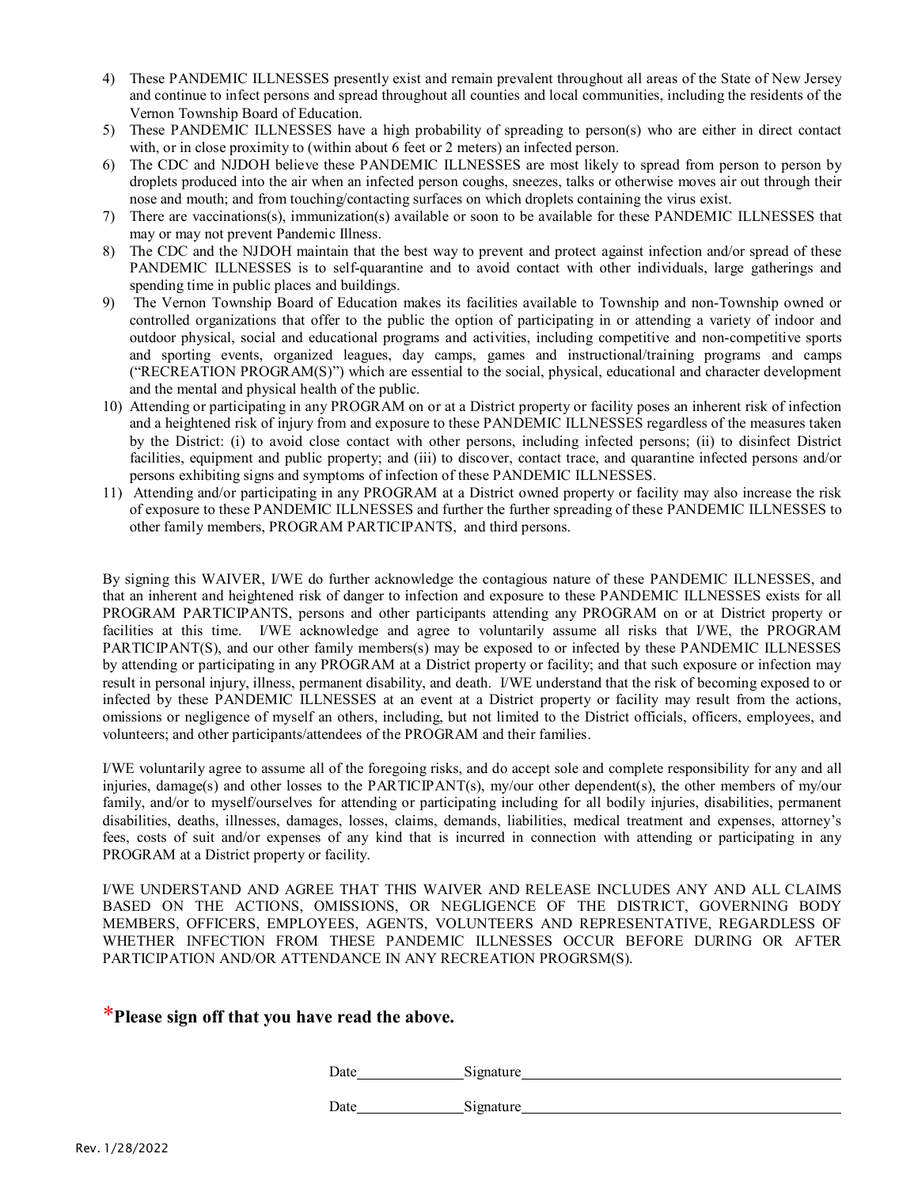4) These PANDEMIC ILLNESSES presently exist and remain prevalent throughout all areas of the State of New Jersey and continue to infect persons and spread throughout all counties and local communities, including the residents of the Vernon Township Board of Education.
5) These PANDEMIC ILLNESSES have a high probability of spreading to person(s) who are either in direct contact with, or in close proximity to (within about 6 feet or 2 meters) an infected person.
6) The CDC and NJDOH believe these PANDEMIC ILLNESSES are most likely to spread from person to person by droplets produced into the air when an infected person coughs, sneezes, talks or otherwise moves air out through their nose and mouth; and from touching/contacting surfaces on which droplets containing the virus exist.
7) There are vaccinations(s), immunization(s) available or soon to be available for these PANDEMIC ILLNESSES that may or may not prevent Pandemic Illness.
8) The CDC and the NJDOH maintain that the best way to prevent and protect against infection and/or spread of these PANDEMIC ILLNESSES is to self-quarantine and to avoid contact with other individuals, large gatherings and spending time in public places and buildings.
9) The Vernon Township Board of Education makes its facilities available to Township and non-Township owned or controlled organizations that offer to the public the option of participating in or attending a variety of indoor and outdoor physical, social and educational programs and activities, including competitive and non-competitive sports and sporting events, organized leagues, day camps, games and instructional/training programs and camps ("RECREATION PROGRAM(S)") which are essential to the social, physical, educational and character development and the mental and physical health of the public.
10) Attending or participating in any PROGRAM on or at a District property or facility poses an inherent risk of infection and a heightened risk of injury from and exposure to these PANDEMIC ILLNESSES regardless of the measures taken by the District: (i) to avoid close contact with other persons, including infected persons; (ii) to disinfect District facilities, equipment and public property; and (iii) to discover, contact trace, and quarantine infected persons and/or persons exhibiting signs and symptoms of infection of these PANDEMIC ILLNESSES.
11) Attending and/or participating in any PROGRAM at a District owned property or facility may also increase the risk of exposure to these PANDEMIC ILLNESSES and further the further spreading of these PANDEMIC ILLNESSES to other family members, PROGRAM PARTICIPANTS, and third persons.

By signing this WAIVER, I/WE do further acknowledge the contagious nature of these PANDEMIC ILLNESSES, and that an inherent and heightened risk of danger to infection and exposure to these PANDEMIC ILLNESSES exists for all PROGRAM PARTICIPANTS, persons and other participants attending any PROGRAM on or at District property or facilities at this time. I/WE acknowledge and agree to voluntarily assume all risks that I/WE, the PROGRAM PARTICIPANT(S), and our other family members(s) may be exposed to or infected by these PANDEMIC ILLNESSES by attending or participating in any PROGRAM at a District property or facility; and that such exposure or infection may result in personal injury, illness, permanent disability, and death. I/WE understand that the risk of becoming exposed to or infected by these PANDEMIC ILLNESSES at an event at a District property or facility may result from the actions, omissions or negligence of myself an others, including, but not limited to the District officials, officers, employees, and volunteers; and other participants/attendees of the PROGRAM and their families.

I/WE voluntarily agree to assume all of the foregoing risks, and do accept sole and complete responsibility for any and all injuries, damage(s) and other losses to the PARTICIPANT(s), my/our other dependent(s), the other members of my/our family, and/or to myself/ourselves for attending or participating including for all bodily injuries, disabilities, permanent disabilities, deaths, illnesses, damages, losses, claims, demands, liabilities, medical treatment and expenses, attorney's fees, costs of suit and/or expenses of any kind that is incurred in connection with attending or participating in any PROGRAM at a District property or facility.

I/WE UNDERSTAND AND AGREE THAT THIS WAIVER AND RELEASE INCLUDES ANY AND ALL CLAIMS BASED ON THE ACTIONS, OMISSIONS, OR NEGLIGENCE OF THE DISTRICT, GOVERNING BODY MEMBERS, OFFICERS, EMPLOYEES, AGENTS, VOLUNTEERS AND REPRESENTATIVE, REGARDLESS OF WHETHER INFECTION FROM THESE PANDEMIC ILLNESSES OCCUR BEFORE DURING OR AFTER PARTICIPATION AND/OR ATTENDANCE IN ANY RECREATION PROGRSM(S).

## *Please sign off that you have read the above.

Date_______________ Signature_____________________________________________

Date_______________ Signature_____________________________________________

Rev. 1/28/2022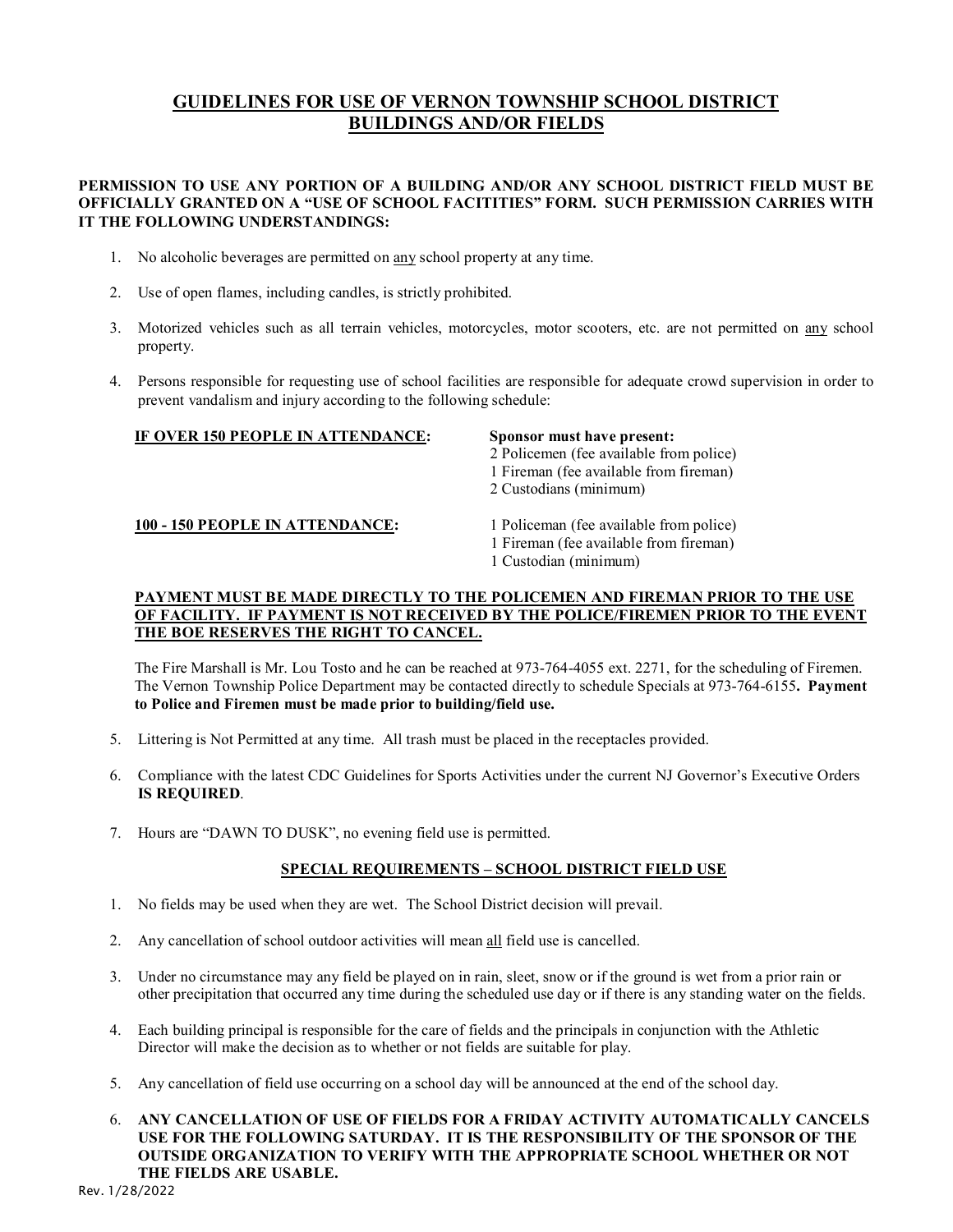# GUIDELINES FOR USE OF VERNON TOWNSHIP SCHOOL DISTRICT BUILDINGS AND/OR FIELDS

**PERMISSION TO USE ANY PORTION OF A BUILDING AND/OR ANY SCHOOL DISTRICT FIELD MUST BE OFFICIALLY GRANTED ON A "USE OF SCHOOL FACITITIES" FORM. SUCH PERMISSION CARRIES WITH IT THE FOLLOWING UNDERSTANDINGS:**

1. No alcoholic beverages are permitted on any school property at any time.
2. Use of open flames, including candles, is strictly prohibited.
3. Motorized vehicles such as all terrain vehicles, motorcycles, motor scooters, etc. are not permitted on any school property.
4. Persons responsible for requesting use of school facilities are responsible for adequate crowd supervision in order to prevent vandalism and injury according to the following schedule:

| Attendance | Requirements |
|---|---|
| **IF OVER 150 PEOPLE IN ATTENDANCE:** | **Sponsor must have present:** 2 Policemen (fee available from police) 1 Fireman (fee available from fireman) 2 Custodians (minimum) |
| **100 - 150 PEOPLE IN ATTENDANCE:** | 1 Policeman (fee available from police) 1 Fireman (fee available from fireman) 1 Custodian (minimum) |

**PAYMENT MUST BE MADE DIRECTLY TO THE POLICEMEN AND FIREMAN PRIOR TO THE USE OF FACILITY. IF PAYMENT IS NOT RECEIVED BY THE POLICE/FIREMEN PRIOR TO THE EVENT THE BOE RESERVES THE RIGHT TO CANCEL.**

The Fire Marshall is Mr. Lou Tosto and he can be reached at 973-764-4055 ext. 2271, for the scheduling of Firemen. The Vernon Township Police Department may be contacted directly to schedule Specials at 973-764-6155**. Payment to Police and Firemen must be made prior to building/field use.**

5. Littering is Not Permitted at any time. All trash must be placed in the receptacles provided.
6. Compliance with the latest CDC Guidelines for Sports Activities under the current NJ Governor's Executive Orders **IS REQUIRED**.
7. Hours are "DAWN TO DUSK", no evening field use is permitted.

## SPECIAL REQUIREMENTS – SCHOOL DISTRICT FIELD USE

1. No fields may be used when they are wet. The School District decision will prevail.
2. Any cancellation of school outdoor activities will mean all field use is cancelled.
3. Under no circumstance may any field be played on in rain, sleet, snow or if the ground is wet from a prior rain or other precipitation that occurred any time during the scheduled use day or if there is any standing water on the fields.
4. Each building principal is responsible for the care of fields and the principals in conjunction with the Athletic Director will make the decision as to whether or not fields are suitable for play.
5. Any cancellation of field use occurring on a school day will be announced at the end of the school day.
6. **ANY CANCELLATION OF USE OF FIELDS FOR A FRIDAY ACTIVITY AUTOMATICALLY CANCELS USE FOR THE FOLLOWING SATURDAY. IT IS THE RESPONSIBILITY OF THE SPONSOR OF THE OUTSIDE ORGANIZATION TO VERIFY WITH THE APPROPRIATE SCHOOL WHETHER OR NOT THE FIELDS ARE USABLE.**

Rev. 1/28/2022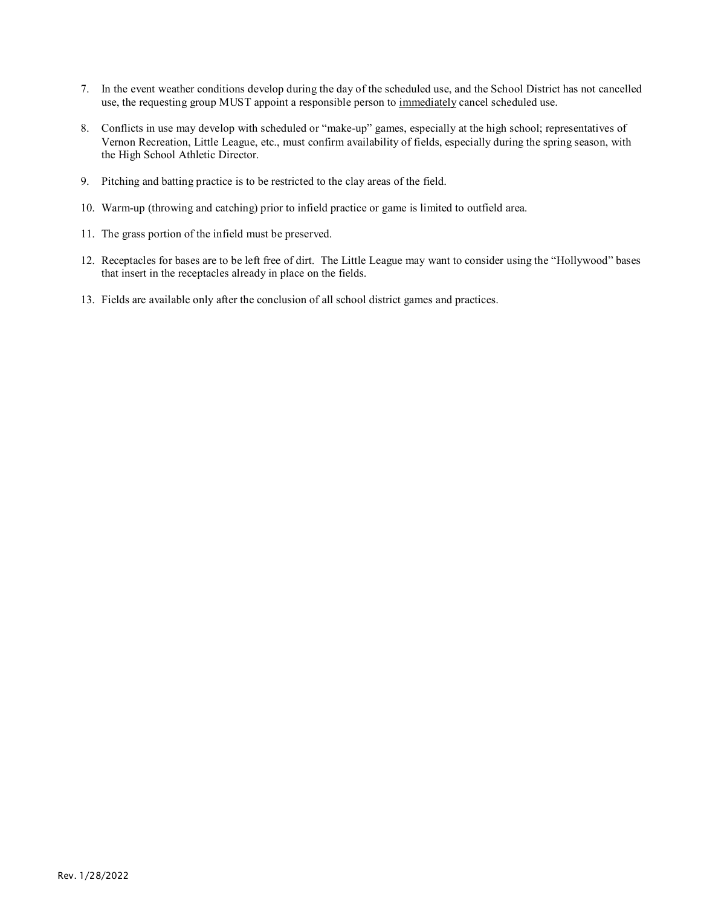7. In the event weather conditions develop during the day of the scheduled use, and the School District has not cancelled use, the requesting group MUST appoint a responsible person to <u>immediately</u> cancel scheduled use.

8. Conflicts in use may develop with scheduled or "make-up" games, especially at the high school; representatives of Vernon Recreation, Little League, etc., must confirm availability of fields, especially during the spring season, with the High School Athletic Director.

9. Pitching and batting practice is to be restricted to the clay areas of the field.

10. Warm-up (throwing and catching) prior to infield practice or game is limited to outfield area.

11. The grass portion of the infield must be preserved.

12. Receptacles for bases are to be left free of dirt. The Little League may want to consider using the "Hollywood" bases that insert in the receptacles already in place on the fields.

13. Fields are available only after the conclusion of all school district games and practices.

Rev. 1/28/2022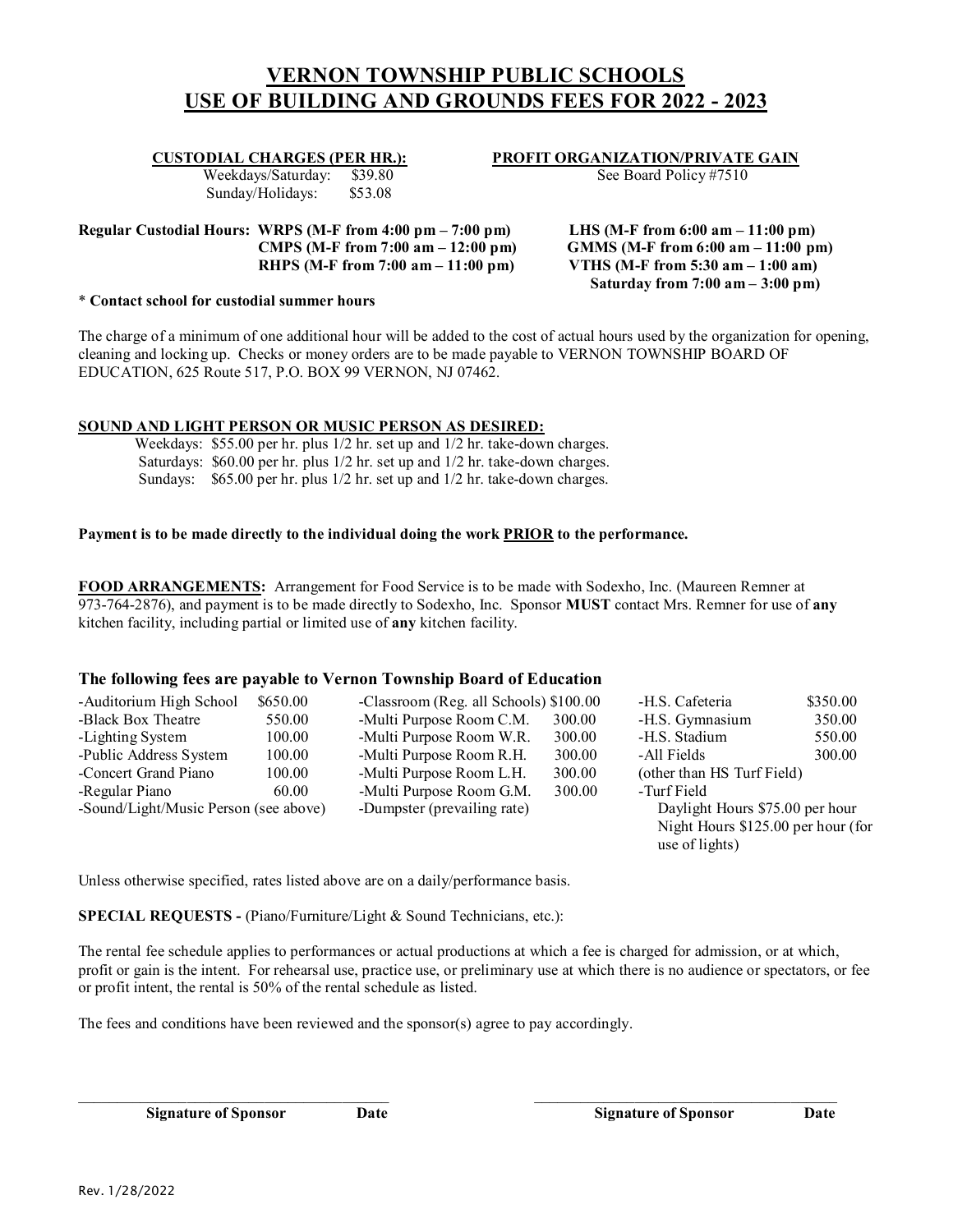# VERNON TOWNSHIP PUBLIC SCHOOLS
# USE OF BUILDING AND GROUNDS FEES FOR 2022 - 2023

**CUSTODIAL CHARGES (PER HR.):**

Weekdays/Saturday: $39.80
Sunday/Holidays: $53.08

**PROFIT ORGANIZATION/PRIVATE GAIN**

See Board Policy #7510

**Regular Custodial Hours:**
- **WRPS (M-F from 4:00 pm – 7:00 pm)**
- **CMPS (M-F from 7:00 am – 12:00 pm)**
- **RHPS (M-F from 7:00 am – 11:00 pm)**
- **LHS (M-F from 6:00 am – 11:00 pm)**
- **GMMS (M-F from 6:00 am – 11:00 pm)**
- **VTHS (M-F from 5:30 am – 1:00 am) Saturday from 7:00 am – 3:00 pm)**

\* **Contact school for custodial summer hours**

The charge of a minimum of one additional hour will be added to the cost of actual hours used by the organization for opening, cleaning and locking up. Checks or money orders are to be made payable to VERNON TOWNSHIP BOARD OF EDUCATION, 625 Route 517, P.O. BOX 99 VERNON, NJ 07462.

**SOUND AND LIGHT PERSON OR MUSIC PERSON AS DESIRED:**

Weekdays: $55.00 per hr. plus 1/2 hr. set up and 1/2 hr. take-down charges.
Saturdays: $60.00 per hr. plus 1/2 hr. set up and 1/2 hr. take-down charges.
Sundays: $65.00 per hr. plus 1/2 hr. set up and 1/2 hr. take-down charges.

**Payment is to be made directly to the individual doing the work PRIOR to the performance.**

**FOOD ARRANGEMENTS:** Arrangement for Food Service is to be made with Sodexho, Inc. (Maureen Remner at 973-764-2876), and payment is to be made directly to Sodexho, Inc. Sponsor **MUST** contact Mrs. Remner for use of **any** kitchen facility, including partial or limited use of **any** kitchen facility.

### The following fees are payable to Vernon Township Board of Education

| | | | | | |
|---|---|---|---|---|---|
| -Auditorium High School | $650.00 | -Classroom (Reg. all Schools) | $100.00 | -H.S. Cafeteria | $350.00 |
| -Black Box Theatre | 550.00 | -Multi Purpose Room C.M. | 300.00 | -H.S. Gymnasium | 350.00 |
| -Lighting System | 100.00 | -Multi Purpose Room W.R. | 300.00 | -H.S. Stadium | 550.00 |
| -Public Address System | 100.00 | -Multi Purpose Room R.H. | 300.00 | -All Fields (other than HS Turf Field) | 300.00 |
| -Concert Grand Piano | 100.00 | -Multi Purpose Room L.H. | 300.00 | | |
| -Regular Piano | 60.00 | -Multi Purpose Room G.M. | 300.00 | -Turf Field | |
| -Sound/Light/Music Person (see above) | | -Dumpster (prevailing rate) | | Daylight Hours $75.00 per hour | |
| | | | | Night Hours $125.00 per hour (for use of lights) | |

Unless otherwise specified, rates listed above are on a daily/performance basis.

**SPECIAL REQUESTS -** (Piano/Furniture/Light & Sound Technicians, etc.):

The rental fee schedule applies to performances or actual productions at which a fee is charged for admission, or at which, profit or gain is the intent. For rehearsal use, practice use, or preliminary use at which there is no audience or spectators, or fee or profit intent, the rental is 50% of the rental schedule as listed.

The fees and conditions have been reviewed and the sponsor(s) agree to pay accordingly.

\_\_\_\_\_\_\_\_\_\_\_\_\_\_\_\_\_\_\_\_\_\_\_\_\_\_\_\_\_\_\_\_\_\_\_\_
**Signature of Sponsor Date**

\_\_\_\_\_\_\_\_\_\_\_\_\_\_\_\_\_\_\_\_\_\_\_\_\_\_\_\_\_\_\_\_\_\_\_\_
**Signature of Sponsor Date**

Rev. 1/28/2022